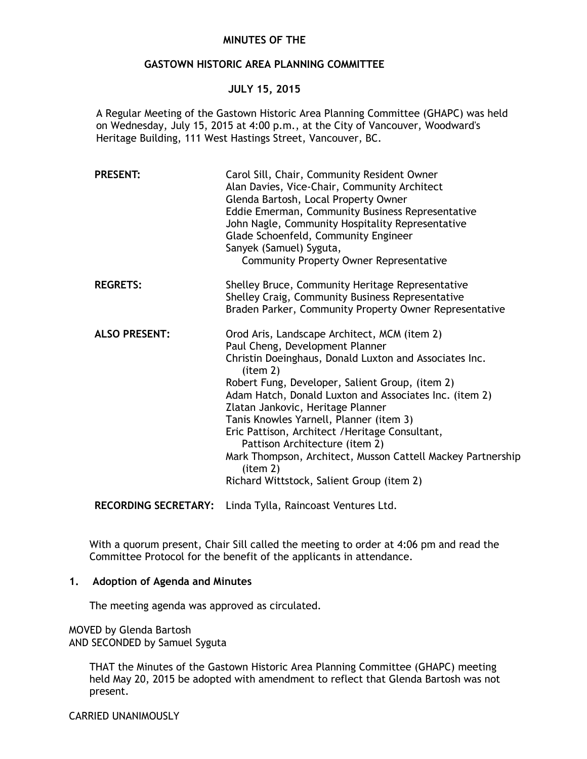# MINUTES OF THE

## GASTOWN HISTORIC AREA PLANNING COMMITTEE

## JULY 15, 2015

A Regular Meeting of the Gastown Historic Area Planning Committee (GHAPC) was held on Wednesday, July 15, 2015 at 4:00 p.m., at the City of Vancouver, Woodward's Heritage Building, 111 West Hastings Street, Vancouver, BC.

**PRESENT:**
Carol Sill, Chair, Community Resident Owner
Alan Davies, Vice-Chair, Community Architect
Glenda Bartosh, Local Property Owner
Eddie Emerman, Community Business Representative
John Nagle, Community Hospitality Representative
Glade Schoenfeld, Community Engineer
Sanyek (Samuel) Syguta, Community Property Owner Representative

**REGRETS:**
Shelley Bruce, Community Heritage Representative
Shelley Craig, Community Business Representative
Braden Parker, Community Property Owner Representative

**ALSO PRESENT:**
Orod Aris, Landscape Architect, MCM (item 2)
Paul Cheng, Development Planner
Christin Doeinghaus, Donald Luxton and Associates Inc. (item 2)
Robert Fung, Developer, Salient Group, (item 2)
Adam Hatch, Donald Luxton and Associates Inc. (item 2)
Zlatan Jankovic, Heritage Planner
Tanis Knowles Yarnell, Planner (item 3)
Eric Pattison, Architect /Heritage Consultant, Pattison Architecture (item 2)
Mark Thompson, Architect, Musson Cattell Mackey Partnership (item 2)
Richard Wittstock, Salient Group (item 2)

**RECORDING SECRETARY:** Linda Tylla, Raincoast Ventures Ltd.

With a quorum present, Chair Sill called the meeting to order at 4:06 pm and read the Committee Protocol for the benefit of the applicants in attendance.

### 1. Adoption of Agenda and Minutes

The meeting agenda was approved as circulated.

MOVED by Glenda Bartosh
AND SECONDED by Samuel Syguta

THAT the Minutes of the Gastown Historic Area Planning Committee (GHAPC) meeting held May 20, 2015 be adopted with amendment to reflect that Glenda Bartosh was not present.

CARRIED UNANIMOUSLY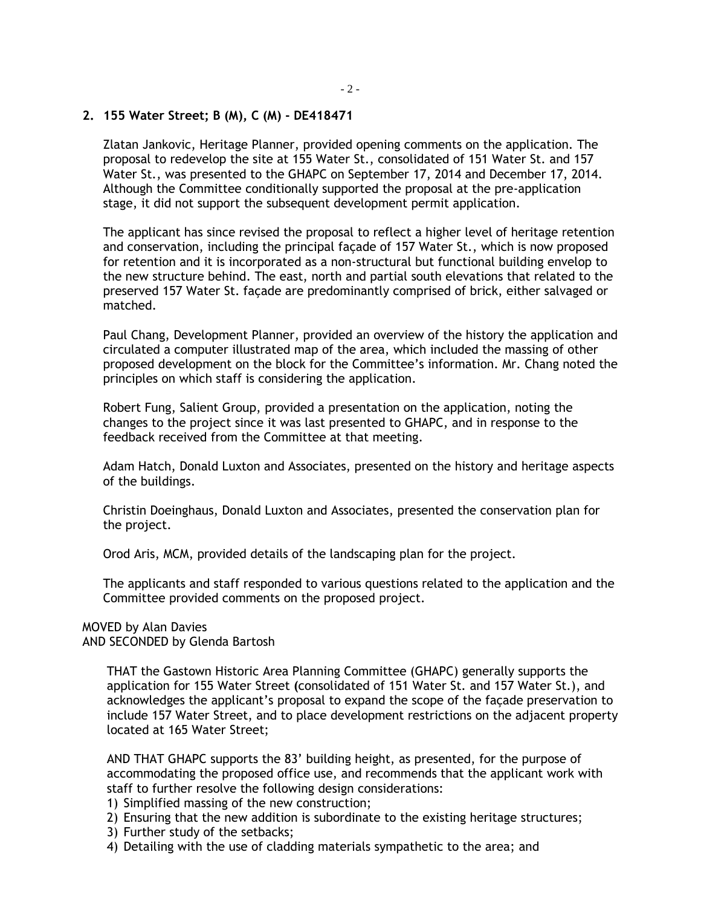## 2. 155 Water Street; B (M), C (M) - DE418471

Zlatan Jankovic, Heritage Planner, provided opening comments on the application. The proposal to redevelop the site at 155 Water St., consolidated of 151 Water St. and 157 Water St., was presented to the GHAPC on September 17, 2014 and December 17, 2014. Although the Committee conditionally supported the proposal at the pre-application stage, it did not support the subsequent development permit application.

The applicant has since revised the proposal to reflect a higher level of heritage retention and conservation, including the principal façade of 157 Water St., which is now proposed for retention and it is incorporated as a non-structural but functional building envelop to the new structure behind. The east, north and partial south elevations that related to the preserved 157 Water St. façade are predominantly comprised of brick, either salvaged or matched.

Paul Chang, Development Planner, provided an overview of the history the application and circulated a computer illustrated map of the area, which included the massing of other proposed development on the block for the Committee's information. Mr. Chang noted the principles on which staff is considering the application.

Robert Fung, Salient Group, provided a presentation on the application, noting the changes to the project since it was last presented to GHAPC, and in response to the feedback received from the Committee at that meeting.

Adam Hatch, Donald Luxton and Associates, presented on the history and heritage aspects of the buildings.

Christin Doeinghaus, Donald Luxton and Associates, presented the conservation plan for the project.

Orod Aris, MCM, provided details of the landscaping plan for the project.

The applicants and staff responded to various questions related to the application and the Committee provided comments on the proposed project.

MOVED by Alan Davies
AND SECONDED by Glenda Bartosh

THAT the Gastown Historic Area Planning Committee (GHAPC) generally supports the application for 155 Water Street (consolidated of 151 Water St. and 157 Water St.), and acknowledges the applicant's proposal to expand the scope of the façade preservation to include 157 Water Street, and to place development restrictions on the adjacent property located at 165 Water Street;

AND THAT GHAPC supports the 83' building height, as presented, for the purpose of accommodating the proposed office use, and recommends that the applicant work with staff to further resolve the following design considerations:

1) Simplified massing of the new construction;
2) Ensuring that the new addition is subordinate to the existing heritage structures;
3) Further study of the setbacks;
4) Detailing with the use of cladding materials sympathetic to the area; and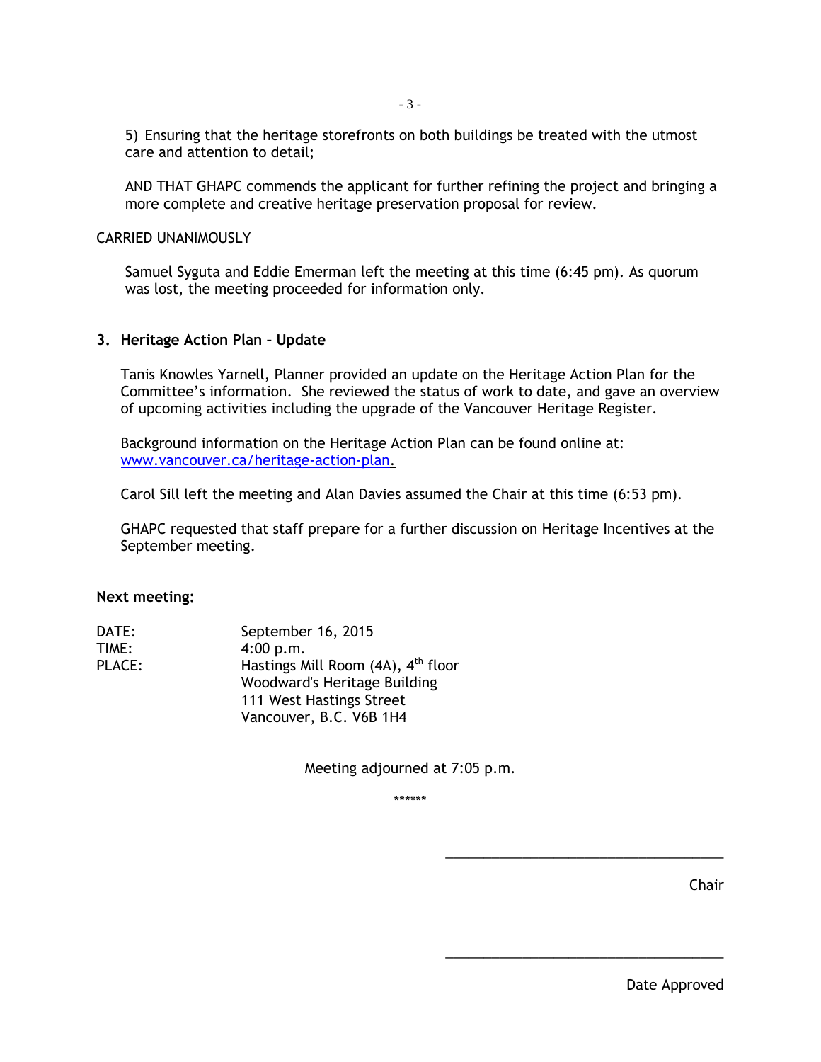5) Ensuring that the heritage storefronts on both buildings be treated with the utmost care and attention to detail;

AND THAT GHAPC commends the applicant for further refining the project and bringing a more complete and creative heritage preservation proposal for review.

CARRIED UNANIMOUSLY

Samuel Syguta and Eddie Emerman left the meeting at this time (6:45 pm). As quorum was lost, the meeting proceeded for information only.

**3. Heritage Action Plan – Update**

Tanis Knowles Yarnell, Planner provided an update on the Heritage Action Plan for the Committee's information. She reviewed the status of work to date, and gave an overview of upcoming activities including the upgrade of the Vancouver Heritage Register.

Background information on the Heritage Action Plan can be found online at: www.vancouver.ca/heritage-action-plan.

Carol Sill left the meeting and Alan Davies assumed the Chair at this time (6:53 pm).

GHAPC requested that staff prepare for a further discussion on Heritage Incentives at the September meeting.

**Next meeting:**

| | |
|---|---|
| DATE: | September 16, 2015 |
| TIME: | 4:00 p.m. |
| PLACE: | Hastings Mill Room (4A), 4th floor<br>Woodward's Heritage Building<br>111 West Hastings Street<br>Vancouver, B.C. V6B 1H4 |

Meeting adjourned at 7:05 p.m.

\*\*\*\*\*\*

\_\_\_\_\_\_\_\_\_\_\_\_\_\_\_\_\_\_\_\_\_\_\_\_\_\_\_\_\_\_\_\_\_\_\_\_

Chair

\_\_\_\_\_\_\_\_\_\_\_\_\_\_\_\_\_\_\_\_\_\_\_\_\_\_\_\_\_\_\_\_\_\_\_\_

Date Approved